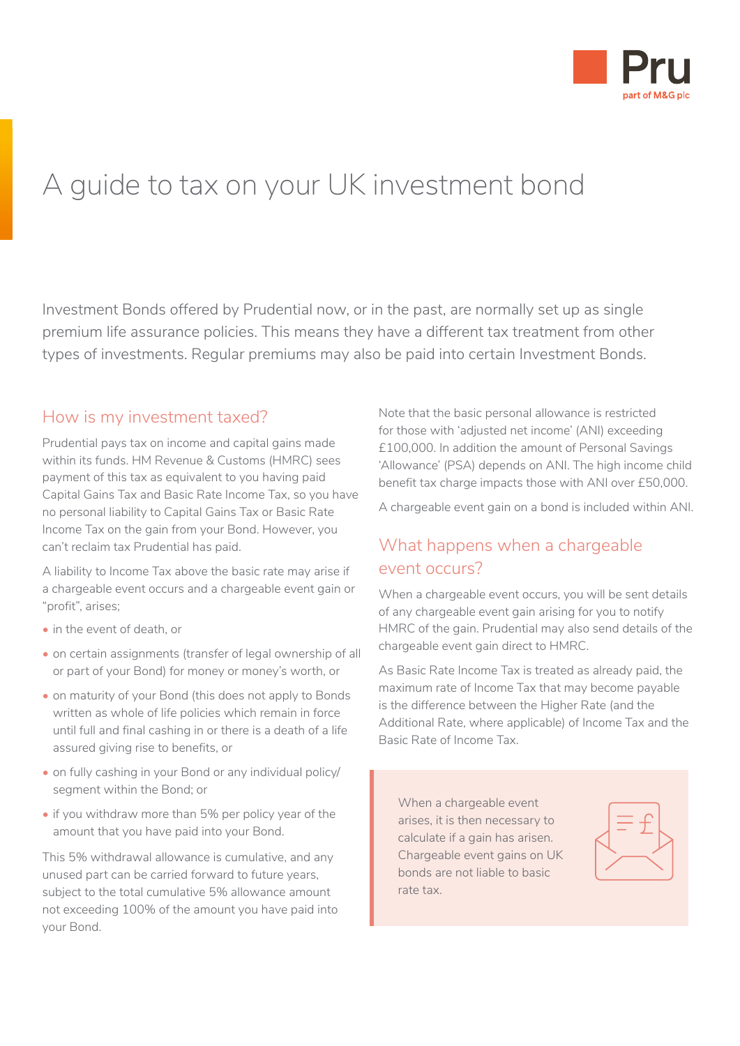# A guide to tax on your UK investment bond

Investment Bonds offered by Prudential now, or in the past, are normally set up as single premium life assurance policies. This means they have a different tax treatment from other types of investments. Regular premiums may also be paid into certain Investment Bonds.

## How is my investment taxed?

Prudential pays tax on income and capital gains made within its funds. HM Revenue & Customs (HMRC) sees payment of this tax as equivalent to you having paid Capital Gains Tax and Basic Rate Income Tax, so you have no personal liability to Capital Gains Tax or Basic Rate Income Tax on the gain from your Bond. However, you can't reclaim tax Prudential has paid.

A liability to Income Tax above the basic rate may arise if a chargeable event occurs and a chargeable event gain or "profit", arises;

- in the event of death, or
- on certain assignments (transfer of legal ownership of all or part of your Bond) for money or money's worth, or
- on maturity of your Bond (this does not apply to Bonds written as whole of life policies which remain in force until full and final cashing in or there is a death of a life assured giving rise to benefits, or
- on fully cashing in your Bond or any individual policy/segment within the Bond; or
- if you withdraw more than 5% per policy year of the amount that you have paid into your Bond.

This 5% withdrawal allowance is cumulative, and any unused part can be carried forward to future years, subject to the total cumulative 5% allowance amount not exceeding 100% of the amount you have paid into your Bond.

Note that the basic personal allowance is restricted for those with 'adjusted net income' (ANI) exceeding £100,000. In addition the amount of Personal Savings 'Allowance' (PSA) depends on ANI. The high income child benefit tax charge impacts those with ANI over £50,000.

A chargeable event gain on a bond is included within ANI.

## What happens when a chargeable event occurs?

When a chargeable event occurs, you will be sent details of any chargeable event gain arising for you to notify HMRC of the gain. Prudential may also send details of the chargeable event gain direct to HMRC.

As Basic Rate Income Tax is treated as already paid, the maximum rate of Income Tax that may become payable is the difference between the Higher Rate (and the Additional Rate, where applicable) of Income Tax and the Basic Rate of Income Tax.

When a chargeable event arises, it is then necessary to calculate if a gain has arisen. Chargeable event gains on UK bonds are not liable to basic rate tax.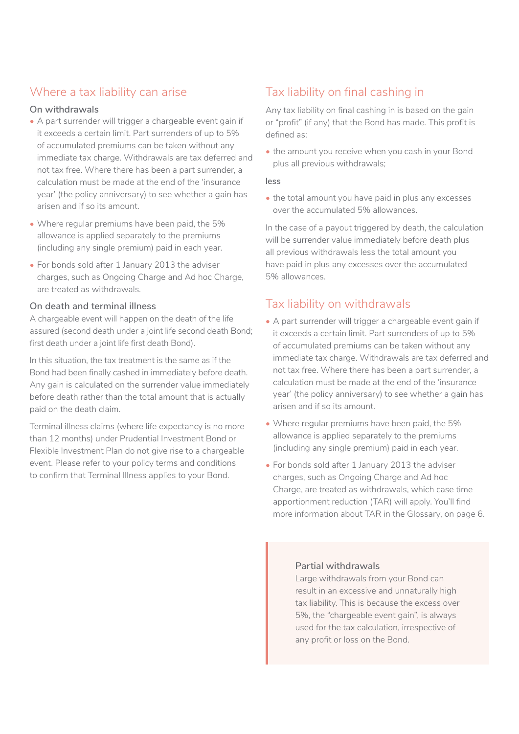## Where a tax liability can arise

### On withdrawals

- A part surrender will trigger a chargeable event gain if it exceeds a certain limit. Part surrenders of up to 5% of accumulated premiums can be taken without any immediate tax charge. Withdrawals are tax deferred and not tax free. Where there has been a part surrender, a calculation must be made at the end of the 'insurance year' (the policy anniversary) to see whether a gain has arisen and if so its amount.
- Where regular premiums have been paid, the 5% allowance is applied separately to the premiums (including any single premium) paid in each year.
- For bonds sold after 1 January 2013 the adviser charges, such as Ongoing Charge and Ad hoc Charge, are treated as withdrawals.

### On death and terminal illness

A chargeable event will happen on the death of the life assured (second death under a joint life second death Bond; first death under a joint life first death Bond).

In this situation, the tax treatment is the same as if the Bond had been finally cashed in immediately before death. Any gain is calculated on the surrender value immediately before death rather than the total amount that is actually paid on the death claim.

Terminal illness claims (where life expectancy is no more than 12 months) under Prudential Investment Bond or Flexible Investment Plan do not give rise to a chargeable event. Please refer to your policy terms and conditions to confirm that Terminal Illness applies to your Bond.

## Tax liability on final cashing in

Any tax liability on final cashing in is based on the gain or "profit" (if any) that the Bond has made. This profit is defined as:

- the amount you receive when you cash in your Bond plus all previous withdrawals;

less

- the total amount you have paid in plus any excesses over the accumulated 5% allowances.

In the case of a payout triggered by death, the calculation will be surrender value immediately before death plus all previous withdrawals less the total amount you have paid in plus any excesses over the accumulated 5% allowances.

## Tax liability on withdrawals

- A part surrender will trigger a chargeable event gain if it exceeds a certain limit. Part surrenders of up to 5% of accumulated premiums can be taken without any immediate tax charge. Withdrawals are tax deferred and not tax free. Where there has been a part surrender, a calculation must be made at the end of the 'insurance year' (the policy anniversary) to see whether a gain has arisen and if so its amount.
- Where regular premiums have been paid, the 5% allowance is applied separately to the premiums (including any single premium) paid in each year.
- For bonds sold after 1 January 2013 the adviser charges, such as Ongoing Charge and Ad hoc Charge, are treated as withdrawals, which case time apportionment reduction (TAR) will apply. You'll find more information about TAR in the Glossary, on page 6.

> **Partial withdrawals**
>
> Large withdrawals from your Bond can result in an excessive and unnaturally high tax liability. This is because the excess over 5%, the "chargeable event gain", is always used for the tax calculation, irrespective of any profit or loss on the Bond.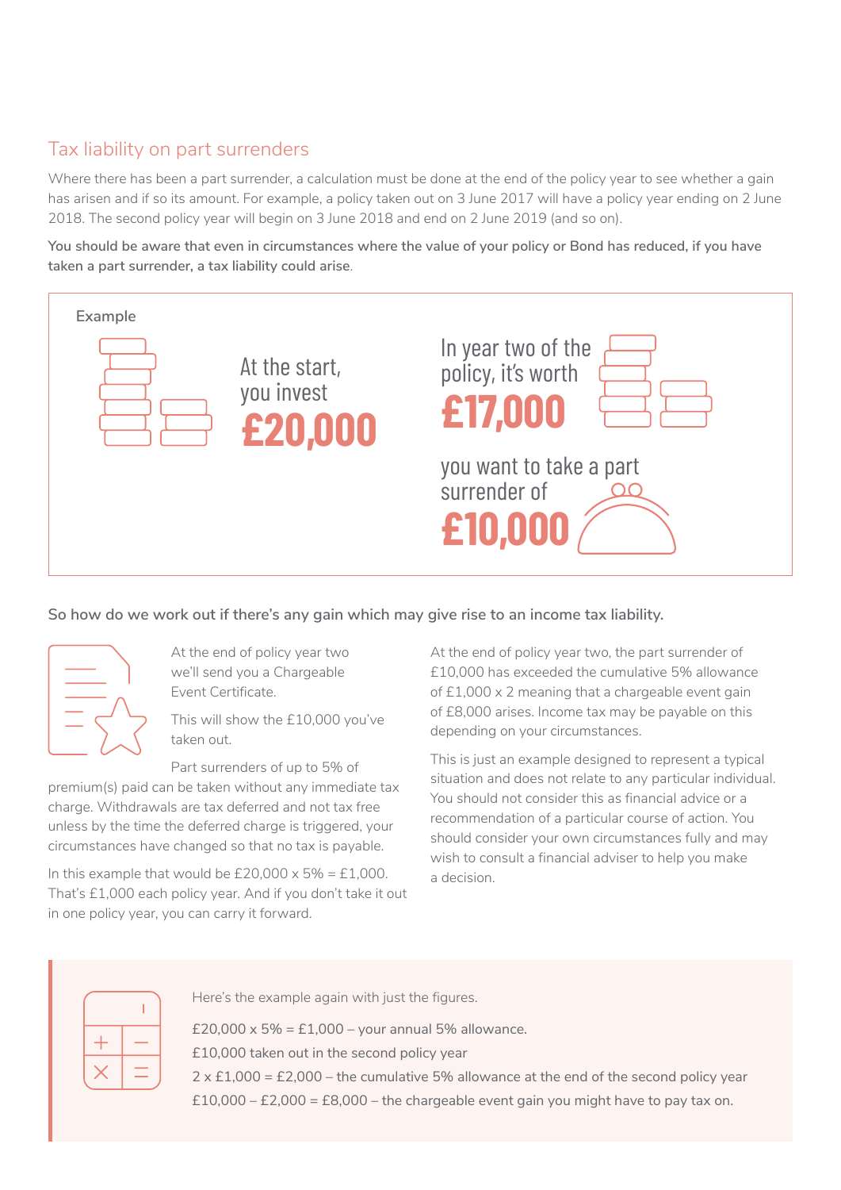## Tax liability on part surrenders

Where there has been a part surrender, a calculation must be done at the end of the policy year to see whether a gain has arisen and if so its amount. For example, a policy taken out on 3 June 2017 will have a policy year ending on 2 June 2018. The second policy year will begin on 3 June 2018 and end on 2 June 2019 (and so on).

**You should be aware that even in circumstances where the value of your policy or Bond has reduced, if you have taken a part surrender, a tax liability could arise.**

**Example**

At the start, you invest **£20,000**

In year two of the policy, it's worth **£17,000**

you want to take a part surrender of **£10,000**

**So how do we work out if there's any gain which may give rise to an income tax liability.**

At the end of policy year two we'll send you a Chargeable Event Certificate.

This will show the £10,000 you've taken out.

Part surrenders of up to 5% of premium(s) paid can be taken without any immediate tax charge. Withdrawals are tax deferred and not tax free unless by the time the deferred charge is triggered, your circumstances have changed so that no tax is payable.

In this example that would be £20,000 x 5% = £1,000. That's £1,000 each policy year. And if you don't take it out in one policy year, you can carry it forward.

At the end of policy year two, the part surrender of £10,000 has exceeded the cumulative 5% allowance of £1,000 x 2 meaning that a chargeable event gain of £8,000 arises. Income tax may be payable on this depending on your circumstances.

This is just an example designed to represent a typical situation and does not relate to any particular individual. You should not consider this as financial advice or a recommendation of a particular course of action. You should consider your own circumstances fully and may wish to consult a financial adviser to help you make a decision.

Here's the example again with just the figures.

£20,000 x 5% = £1,000 – your annual 5% allowance.

£10,000 taken out in the second policy year

2 x £1,000 = £2,000 – the cumulative 5% allowance at the end of the second policy year

£10,000 – £2,000 = £8,000 – the chargeable event gain you might have to pay tax on.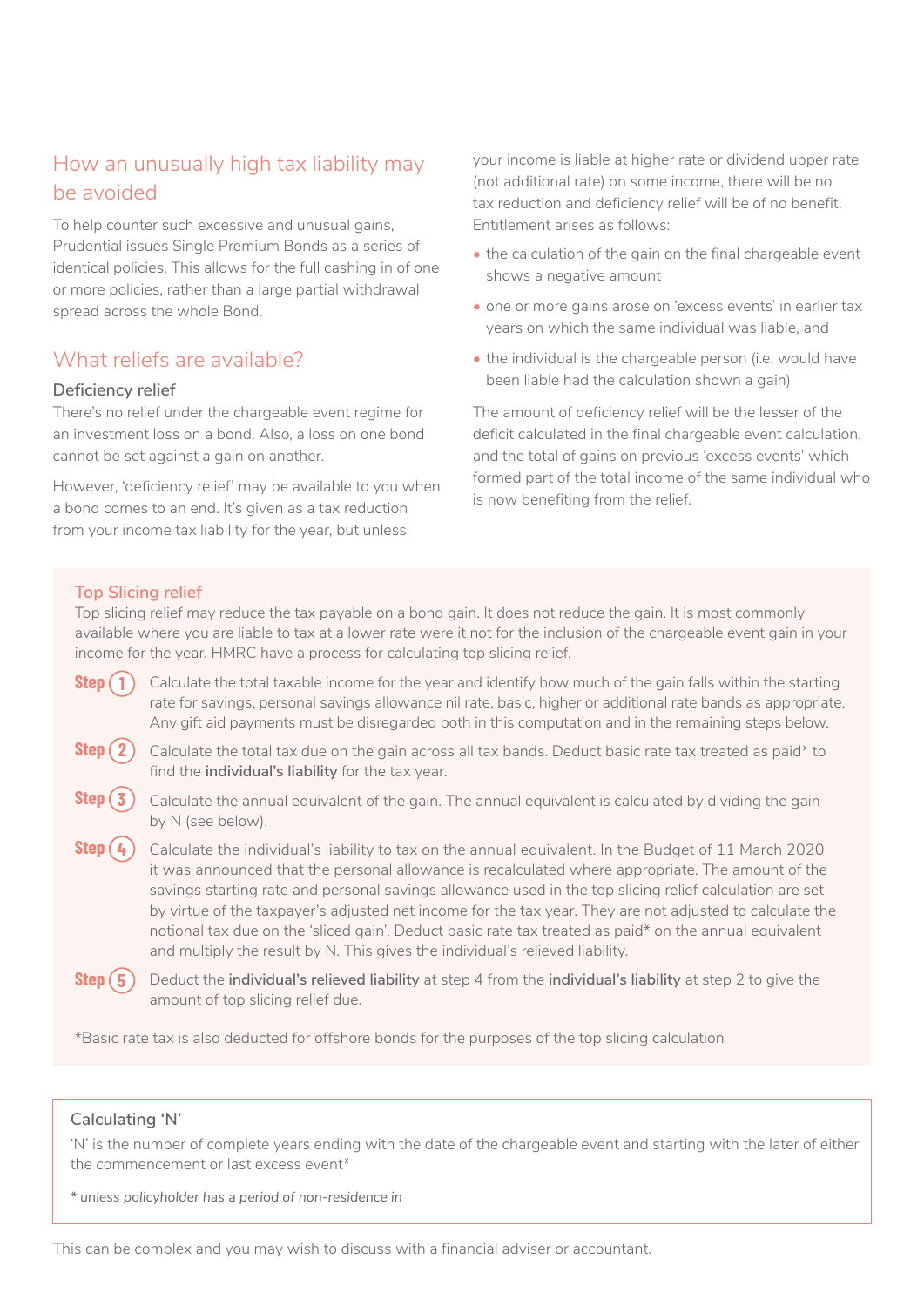## How an unusually high tax liability may be avoided

To help counter such excessive and unusual gains, Prudential issues Single Premium Bonds as a series of identical policies. This allows for the full cashing in of one or more policies, rather than a large partial withdrawal spread across the whole Bond.

## What reliefs are available?

### Deficiency relief

There's no relief under the chargeable event regime for an investment loss on a bond. Also, a loss on one bond cannot be set against a gain on another.

However, 'deficiency relief' may be available to you when a bond comes to an end. It's given as a tax reduction from your income tax liability for the year, but unless your income is liable at higher rate or dividend upper rate (not additional rate) on some income, there will be no tax reduction and deficiency relief will be of no benefit. Entitlement arises as follows:

- the calculation of the gain on the final chargeable event shows a negative amount
- one or more gains arose on 'excess events' in earlier tax years on which the same individual was liable, and
- the individual is the chargeable person (i.e. would have been liable had the calculation shown a gain)

The amount of deficiency relief will be the lesser of the deficit calculated in the final chargeable event calculation, and the total of gains on previous 'excess events' which formed part of the total income of the same individual who is now benefiting from the relief.

### Top Slicing relief

Top slicing relief may reduce the tax payable on a bond gain. It does not reduce the gain. It is most commonly available where you are liable to tax at a lower rate were it not for the inclusion of the chargeable event gain in your income for the year. HMRC have a process for calculating top slicing relief.

**Step 1** Calculate the total taxable income for the year and identify how much of the gain falls within the starting rate for savings, personal savings allowance nil rate, basic, higher or additional rate bands as appropriate. Any gift aid payments must be disregarded both in this computation and in the remaining steps below.

**Step 2** Calculate the total tax due on the gain across all tax bands. Deduct basic rate tax treated as paid* to find the **individual's liability** for the tax year.

**Step 3** Calculate the annual equivalent of the gain. The annual equivalent is calculated by dividing the gain by N (see below).

**Step 4** Calculate the individual's liability to tax on the annual equivalent. In the Budget of 11 March 2020 it was announced that the personal allowance is recalculated where appropriate. The amount of the savings starting rate and personal savings allowance used in the top slicing relief calculation are set by virtue of the taxpayer's adjusted net income for the tax year. They are not adjusted to calculate the notional tax due on the 'sliced gain'. Deduct basic rate tax treated as paid* on the annual equivalent and multiply the result by N. This gives the individual's relieved liability.

**Step 5** Deduct the **individual's relieved liability** at step 4 from the **individual's liability** at step 2 to give the amount of top slicing relief due.

*Basic rate tax is also deducted for offshore bonds for the purposes of the top slicing calculation

### Calculating 'N'

'N' is the number of complete years ending with the date of the chargeable event and starting with the later of either the commencement or last excess event*

*\* unless policyholder has a period of non-residence in*

This can be complex and you may wish to discuss with a financial adviser or accountant.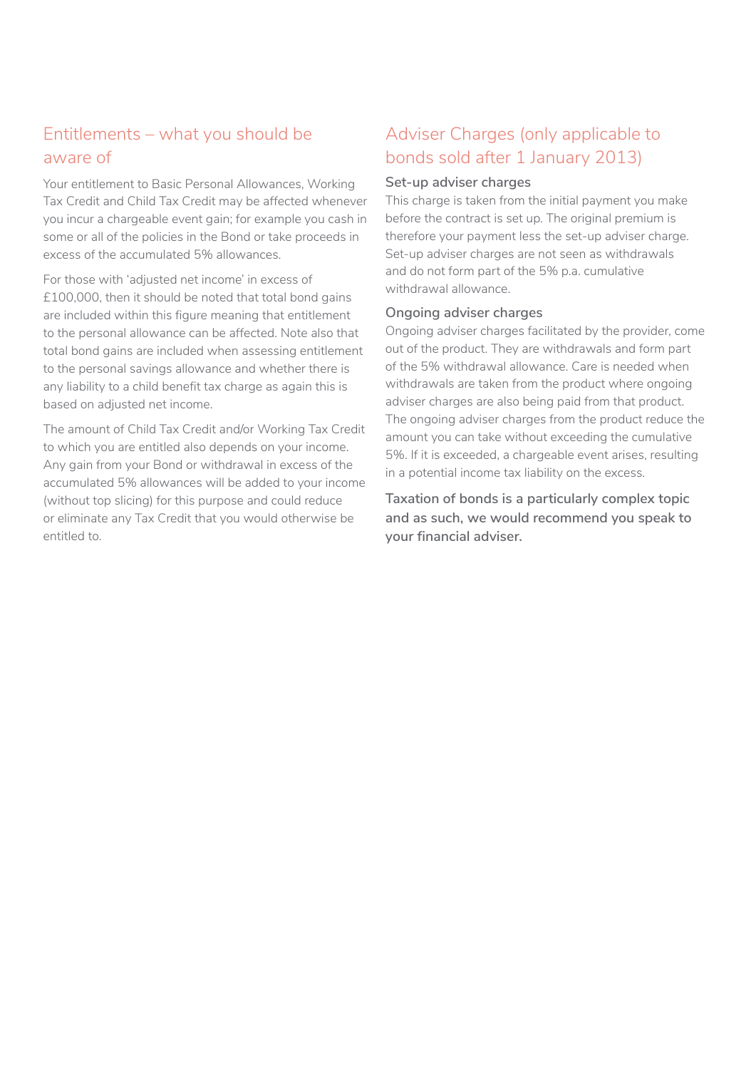## Entitlements – what you should be aware of

Your entitlement to Basic Personal Allowances, Working Tax Credit and Child Tax Credit may be affected whenever you incur a chargeable event gain; for example you cash in some or all of the policies in the Bond or take proceeds in excess of the accumulated 5% allowances.

For those with 'adjusted net income' in excess of £100,000, then it should be noted that total bond gains are included within this figure meaning that entitlement to the personal allowance can be affected. Note also that total bond gains are included when assessing entitlement to the personal savings allowance and whether there is any liability to a child benefit tax charge as again this is based on adjusted net income.

The amount of Child Tax Credit and/or Working Tax Credit to which you are entitled also depends on your income. Any gain from your Bond or withdrawal in excess of the accumulated 5% allowances will be added to your income (without top slicing) for this purpose and could reduce or eliminate any Tax Credit that you would otherwise be entitled to.

## Adviser Charges (only applicable to bonds sold after 1 January 2013)

### Set-up adviser charges

This charge is taken from the initial payment you make before the contract is set up. The original premium is therefore your payment less the set-up adviser charge. Set-up adviser charges are not seen as withdrawals and do not form part of the 5% p.a. cumulative withdrawal allowance.

### Ongoing adviser charges

Ongoing adviser charges facilitated by the provider, come out of the product. They are withdrawals and form part of the 5% withdrawal allowance. Care is needed when withdrawals are taken from the product where ongoing adviser charges are also being paid from that product. The ongoing adviser charges from the product reduce the amount you can take without exceeding the cumulative 5%. If it is exceeded, a chargeable event arises, resulting in a potential income tax liability on the excess.

**Taxation of bonds is a particularly complex topic and as such, we would recommend you speak to your financial adviser.**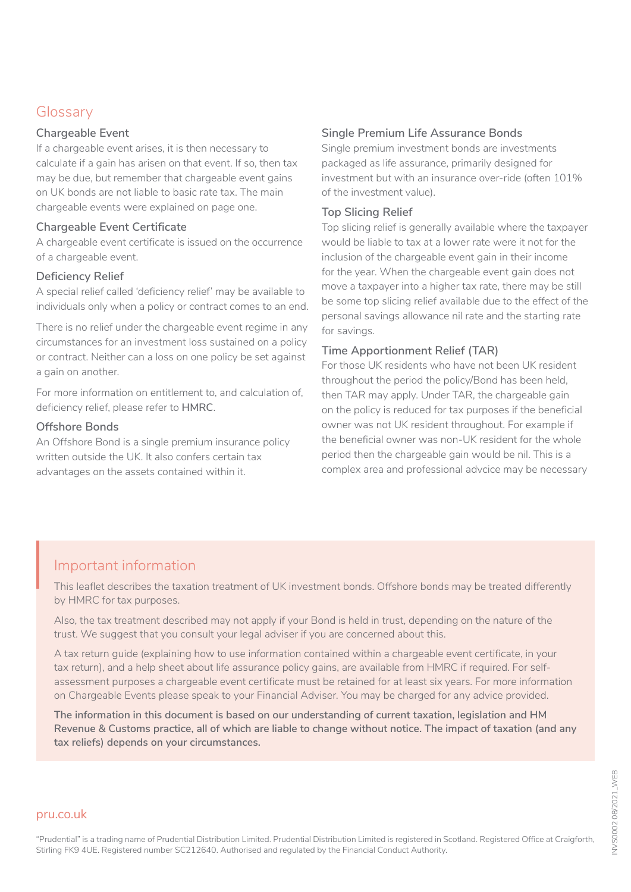## Glossary

### Chargeable Event

If a chargeable event arises, it is then necessary to calculate if a gain has arisen on that event. If so, then tax may be due, but remember that chargeable event gains on UK bonds are not liable to basic rate tax. The main chargeable events were explained on page one.

### Chargeable Event Certificate

A chargeable event certificate is issued on the occurrence of a chargeable event.

### Deficiency Relief

A special relief called 'deficiency relief' may be available to individuals only when a policy or contract comes to an end.

There is no relief under the chargeable event regime in any circumstances for an investment loss sustained on a policy or contract. Neither can a loss on one policy be set against a gain on another.

For more information on entitlement to, and calculation of, deficiency relief, please refer to **HMRC**.

### Offshore Bonds

An Offshore Bond is a single premium insurance policy written outside the UK. It also confers certain tax advantages on the assets contained within it.

### Single Premium Life Assurance Bonds

Single premium investment bonds are investments packaged as life assurance, primarily designed for investment but with an insurance over-ride (often 101% of the investment value).

### Top Slicing Relief

Top slicing relief is generally available where the taxpayer would be liable to tax at a lower rate were it not for the inclusion of the chargeable event gain in their income for the year. When the chargeable event gain does not move a taxpayer into a higher tax rate, there may be still be some top slicing relief available due to the effect of the personal savings allowance nil rate and the starting rate for savings.

### Time Apportionment Relief (TAR)

For those UK residents who have not been UK resident throughout the period the policy/Bond has been held, then TAR may apply. Under TAR, the chargeable gain on the policy is reduced for tax purposes if the beneficial owner was not UK resident throughout. For example if the beneficial owner was non-UK resident for the whole period then the chargeable gain would be nil. This is a complex area and professional advcice may be necessary

## Important information

This leaflet describes the taxation treatment of UK investment bonds. Offshore bonds may be treated differently by HMRC for tax purposes.

Also, the tax treatment described may not apply if your Bond is held in trust, depending on the nature of the trust. We suggest that you consult your legal adviser if you are concerned about this.

A tax return guide (explaining how to use information contained within a chargeable event certificate, in your tax return), and a help sheet about life assurance policy gains, are available from HMRC if required. For self-assessment purposes a chargeable event certificate must be retained for at least six years. For more information on Chargeable Events please speak to your Financial Adviser. You may be charged for any advice provided.

**The information in this document is based on our understanding of current taxation, legislation and HM Revenue & Customs practice, all of which are liable to change without notice. The impact of taxation (and any tax reliefs) depends on your circumstances.**

pru.co.uk

"Prudential" is a trading name of Prudential Distribution Limited. Prudential Distribution Limited is registered in Scotland. Registered Office at Craigforth, Stirling FK9 4UE. Registered number SC212640. Authorised and regulated by the Financial Conduct Authority.

INVS0002 08/2021_WEB